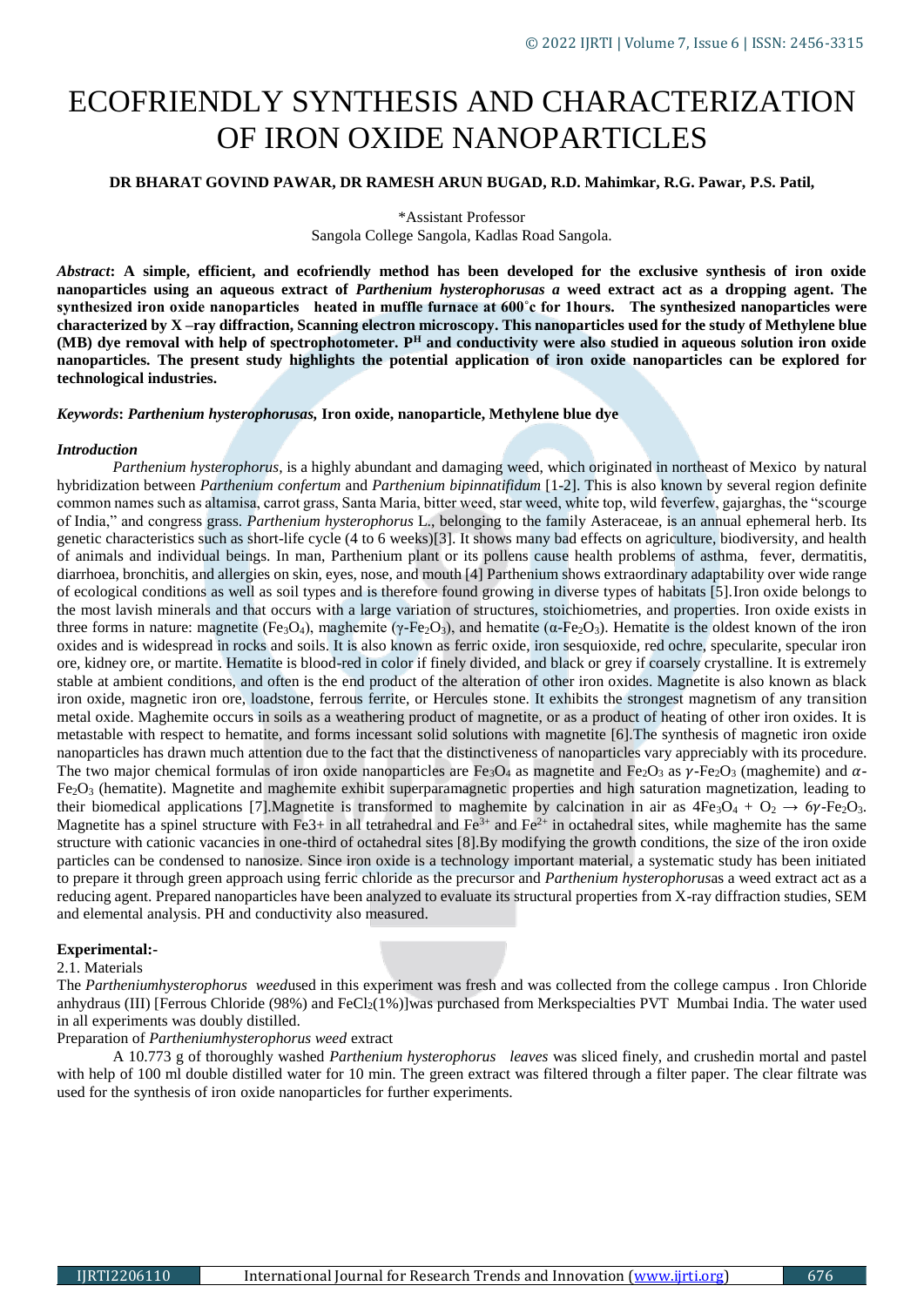# ECOFRIENDLY SYNTHESIS AND CHARACTERIZATION OF IRON OXIDE NANOPARTICLES

**DR BHARAT GOVIND PAWAR, DR RAMESH ARUN BUGAD, R.D. Mahimkar, R.G. Pawar, P.S. Patil,**

*Assistant Professor
Sangola College Sangola, Kadlas Road Sangola.

***Abstract*: A simple, efficient, and ecofriendly method has been developed for the exclusive synthesis of iron oxide nanoparticles using an aqueous extract of *Parthenium hysterophorusas a* weed extract act as a dropping agent. The synthesized iron oxide nanoparticles heated in muffle furnace at 600˚c for 1hours. The synthesized nanoparticles were characterized by X –ray diffraction, Scanning electron microscopy. This nanoparticles used for the study of Methylene blue (MB) dye removal with help of spectrophotometer. P^H and conductivity were also studied in aqueous solution iron oxide nanoparticles. The present study highlights the potential application of iron oxide nanoparticles can be explored for technological industries.**

***Keywords*: *Parthenium hysterophorusas,* Iron oxide, nanoparticle, Methylene blue dye**

### *Introduction*

*Parthenium hysterophorus,* is a highly abundant and damaging weed, which originated in northeast of Mexico by natural hybridization between *Parthenium confertum* and *Parthenium bipinnatifidum* [1-2]. This is also known by several region definite common names such as altamisa, carrot grass, Santa Maria, bitter weed, star weed, white top, wild feverfew, gajarghas, the "scourge of India," and congress grass. *Parthenium hysterophorus* L., belonging to the family Asteraceae, is an annual ephemeral herb. Its genetic characteristics such as short-life cycle (4 to 6 weeks)[3]. It shows many bad effects on agriculture, biodiversity, and health of animals and individual beings. In man, Parthenium plant or its pollens cause health problems of asthma, fever, dermatitis, diarrhoea, bronchitis, and allergies on skin, eyes, nose, and mouth [4] Parthenium shows extraordinary adaptability over wide range of ecological conditions as well as soil types and is therefore found growing in diverse types of habitats [5].Iron oxide belongs to the most lavish minerals and that occurs with a large variation of structures, stoichiometries, and properties. Iron oxide exists in three forms in nature: magnetite ($Fe_3O_4$), maghemite ($\gamma$-$Fe_2O_3$), and hematite ($\alpha$-$Fe_2O_3$). Hematite is the oldest known of the iron oxides and is widespread in rocks and soils. It is also known as ferric oxide, iron sesquioxide, red ochre, specularite, specular iron ore, kidney ore, or martite. Hematite is blood-red in color if finely divided, and black or grey if coarsely crystalline. It is extremely stable at ambient conditions, and often is the end product of the alteration of other iron oxides. Magnetite is also known as black iron oxide, magnetic iron ore, loadstone, ferrous ferrite, or Hercules stone. It exhibits the strongest magnetism of any transition metal oxide. Maghemite occurs in soils as a weathering product of magnetite, or as a product of heating of other iron oxides. It is metastable with respect to hematite, and forms incessant solid solutions with magnetite [6].The synthesis of magnetic iron oxide nanoparticles has drawn much attention due to the fact that the distinctiveness of nanoparticles vary appreciably with its procedure. The two major chemical formulas of iron oxide nanoparticles are $Fe_3O_4$ as magnetite and $Fe_2O_3$ as $\gamma$-$Fe_2O_3$ (maghemite) and $\alpha$-$Fe_2O_3$ (hematite). Magnetite and maghemite exhibit superparamagnetic properties and high saturation magnetization, leading to their biomedical applications [7].Magnetite is transformed to maghemite by calcination in air as $4Fe_3O_4 + O_2 \rightarrow 6\gamma\text{-}Fe_2O_3$. Magnetite has a spinel structure with Fe3+ in all tetrahedral and $Fe^{3+}$ and $Fe^{2+}$ in octahedral sites, while maghemite has the same structure with cationic vacancies in one-third of octahedral sites [8].By modifying the growth conditions, the size of the iron oxide particles can be condensed to nanosize. Since iron oxide is a technology important material, a systematic study has been initiated to prepare it through green approach using ferric chloride as the precursor and *Parthenium hysterophorus*as a weed extract act as a reducing agent. Prepared nanoparticles have been analyzed to evaluate its structural properties from X-ray diffraction studies, SEM and elemental analysis. PH and conductivity also measured.

### Experimental:-

2.1. Materials

The *Partheniumhysterophorus weed*used in this experiment was fresh and was collected from the college campus . Iron Chloride anhydraus (III) [Ferrous Chloride (98%) and $FeCl_2$(1%)]was purchased from Merkspecialties PVT Mumbai India. The water used in all experiments was doubly distilled.

Preparation of *Partheniumhysterophorus weed* extract

A 10.773 g of thoroughly washed *Parthenium hysterophorus leaves* was sliced finely, and crushedin mortal and pastel with help of 100 ml double distilled water for 10 min. The green extract was filtered through a filter paper. The clear filtrate was used for the synthesis of iron oxide nanoparticles for further experiments.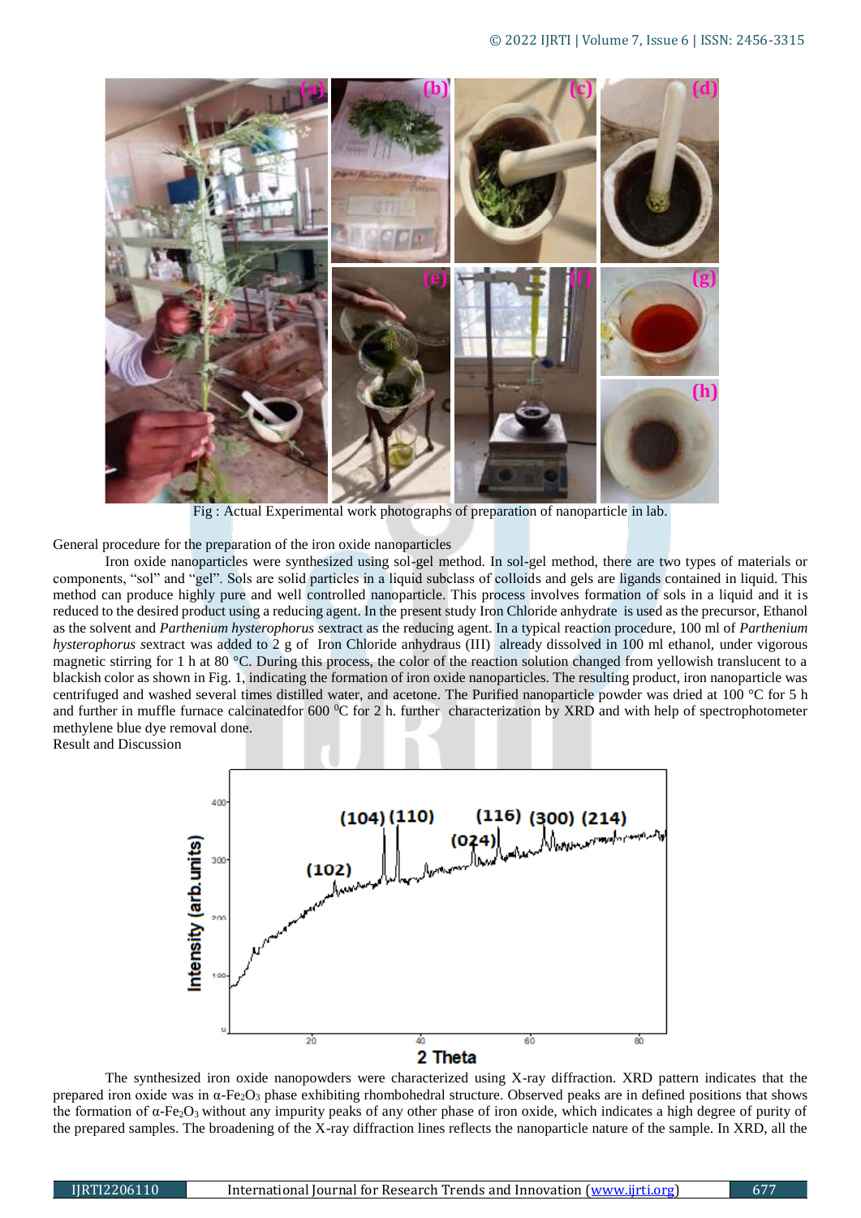Fig : Actual Experimental work photographs of preparation of nanoparticle in lab.

General procedure for the preparation of the iron oxide nanoparticles

Iron oxide nanoparticles were synthesized using sol-gel method. In sol-gel method, there are two types of materials or components, "sol" and "gel". Sols are solid particles in a liquid subclass of colloids and gels are ligands contained in liquid. This method can produce highly pure and well controlled nanoparticle. This process involves formation of sols in a liquid and it is reduced to the desired product using a reducing agent. In the present study Iron Chloride anhydrate is used as the precursor, Ethanol as the solvent and *Parthenium hysterophorus s*extract as the reducing agent. In a typical reaction procedure, 100 ml of *Parthenium hysterophorus s*extract was added to 2 g of Iron Chloride anhydraus (III) already dissolved in 100 ml ethanol, under vigorous magnetic stirring for 1 h at 80 °C. During this process, the color of the reaction solution changed from yellowish translucent to a blackish color as shown in Fig. 1, indicating the formation of iron oxide nanoparticles. The resulting product, iron nanoparticle was centrifuged and washed several times distilled water, and acetone. The Purified nanoparticle powder was dried at 100 °C for 5 h and further in muffle furnace calcinatedfor 600 $^0$C for 2 h. further characterization by XRD and with help of spectrophotometer methylene blue dye removal done.

Result and Discussion

The synthesized iron oxide nanopowders were characterized using X-ray diffraction. XRD pattern indicates that the prepared iron oxide was in α-$Fe_2O_3$ phase exhibiting rhombohedral structure. Observed peaks are in defined positions that shows the formation of α-$Fe_2O_3$ without any impurity peaks of any other phase of iron oxide, which indicates a high degree of purity of the prepared samples. The broadening of the X-ray diffraction lines reflects the nanoparticle nature of the sample. In XRD, all the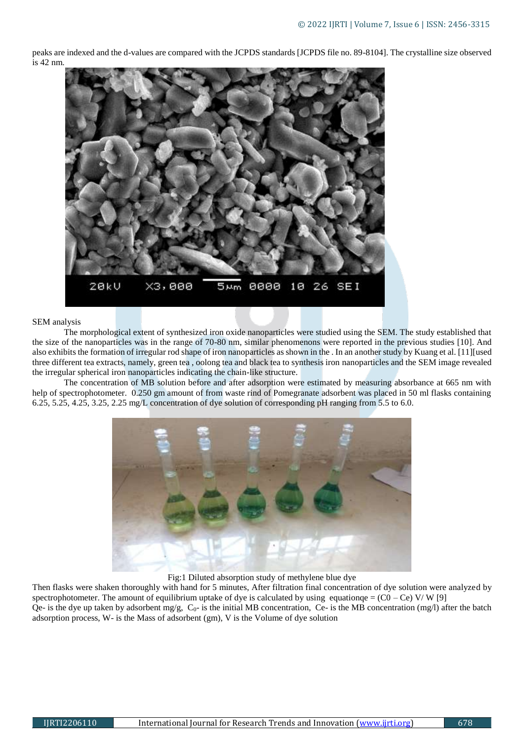peaks are indexed and the d-values are compared with the JCPDS standards [JCPDS file no. 89-8104]. The crystalline size observed is 42 nm.

SEM analysis

The morphological extent of synthesized iron oxide nanoparticles were studied using the SEM. The study established that the size of the nanoparticles was in the range of 70-80 nm, similar phenomenons were reported in the previous studies [10]. And also exhibits the formation of irregular rod shape of iron nanoparticles as shown in the . In an another study by Kuang et al. [11][used three different tea extracts, namely, green tea , oolong tea and black tea to synthesis iron nanoparticles and the SEM image revealed the irregular spherical iron nanoparticles indicating the chain-like structure.

The concentration of MB solution before and after adsorption were estimated by measuring absorbance at 665 nm with help of spectrophotometer. 0.250 gm amount of from waste rind of Pomegranate adsorbent was placed in 50 ml flasks containing 6.25, 5.25, 4.25, 3.25, 2.25 mg/L concentration of dye solution of corresponding pH ranging from 5.5 to 6.0.

Fig:1 Diluted absorption study of methylene blue dye

Then flasks were shaken thoroughly with hand for 5 minutes, After filtration final concentration of dye solution were analyzed by spectrophotometer. The amount of equilibrium uptake of dye is calculated by using equation$q_e = (C_0 – C_e)\, V/ W$ [9]

Qe- is the dye up taken by adsorbent mg/g, $C_0$- is the initial MB concentration, Ce- is the MB concentration (mg/l) after the batch adsorption process, W- is the Mass of adsorbent (gm), V is the Volume of dye solution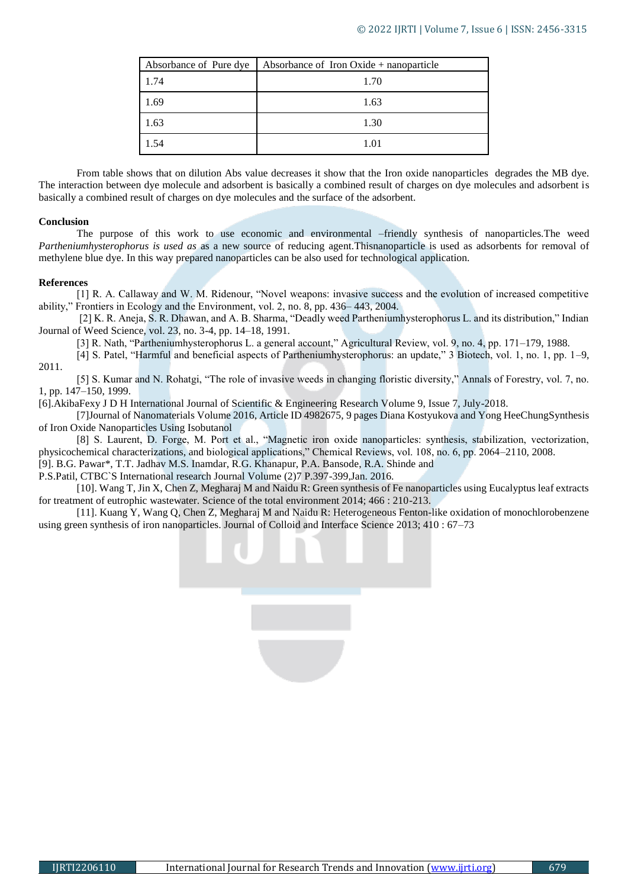| Absorbance of Pure dye | Absorbance of Iron Oxide + nanoparticle |
|---|---|
| 1.74 | 1.70 |
| 1.69 | 1.63 |
| 1.63 | 1.30 |
| 1.54 | 1.01 |

From table shows that on dilution Abs value decreases it show that the Iron oxide nanoparticles degrades the MB dye. The interaction between dye molecule and adsorbent is basically a combined result of charges on dye molecules and adsorbent is basically a combined result of charges on dye molecules and the surface of the adsorbent.

**Conclusion**

The purpose of this work to use economic and environmental –friendly synthesis of nanoparticles.The weed *Partheniumhysterophorus is used as* as a new source of reducing agent.Thisnanoparticle is used as adsorbents for removal of methylene blue dye. In this way prepared nanoparticles can be also used for technological application.

**References**

[1] R. A. Callaway and W. M. Ridenour, "Novel weapons: invasive success and the evolution of increased competitive ability," Frontiers in Ecology and the Environment, vol. 2, no. 8, pp. 436– 443, 2004.

[2] K. R. Aneja, S. R. Dhawan, and A. B. Sharma, "Deadly weed Partheniumhysterophorus L. and its distribution," Indian Journal of Weed Science, vol. 23, no. 3-4, pp. 14–18, 1991.

[3] R. Nath, "Partheniumhysterophorus L. a general account," Agricultural Review, vol. 9, no. 4, pp. 171–179, 1988.

[4] S. Patel, "Harmful and beneficial aspects of Partheniumhysterophorus: an update," 3 Biotech, vol. 1, no. 1, pp. 1–9, 2011.

[5] S. Kumar and N. Rohatgi, "The role of invasive weeds in changing floristic diversity," Annals of Forestry, vol. 7, no. 1, pp. 147–150, 1999.

[6].AkibaFexy J D H International Journal of Scientific & Engineering Research Volume 9, Issue 7, July-2018.

[7]Journal of Nanomaterials Volume 2016, Article ID 4982675, 9 pages Diana Kostyukova and Yong HeeChungSynthesis of Iron Oxide Nanoparticles Using Isobutanol

[8] S. Laurent, D. Forge, M. Port et al., "Magnetic iron oxide nanoparticles: synthesis, stabilization, vectorization, physicochemical characterizations, and biological applications," Chemical Reviews, vol. 108, no. 6, pp. 2064–2110, 2008.

[9]. B.G. Pawar*, T.T. Jadhav M.S. Inamdar, R.G. Khanapur, P.A. Bansode, R.A. Shinde and P.S.Patil, CTBC`S International research Journal Volume (2)7 P.397-399,Jan. 2016.

[10]. Wang T, Jin X, Chen Z, Megharaj M and Naidu R: Green synthesis of Fe nanoparticles using Eucalyptus leaf extracts for treatment of eutrophic wastewater. Science of the total environment 2014; 466 : 210-213.

[11]. Kuang Y, Wang Q, Chen Z, Megharaj M and Naidu R: Heterogeneous Fenton-like oxidation of monochlorobenzene using green synthesis of iron nanoparticles. Journal of Colloid and Interface Science 2013; 410 : 67–73